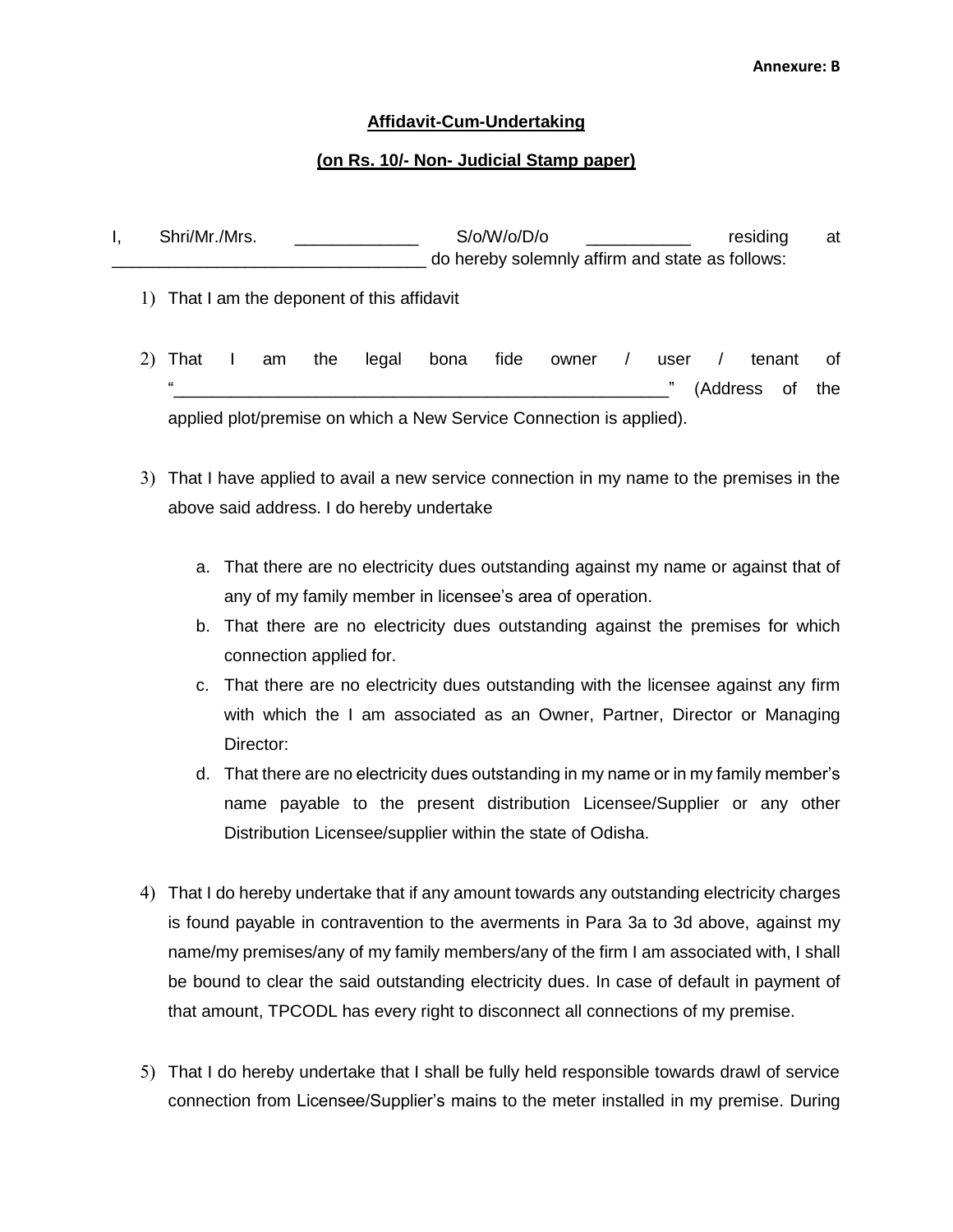**Annexure: B**

**Affidavit-Cum-Undertaking**

**(on Rs. 10/- Non- Judicial Stamp paper)**

I, Shri/Mr./Mrs. _____________ S/o/W/o/D/o ___________ residing at __________________________________ do hereby solemnly affirm and state as follows:

1) That I am the deponent of this affidavit

2) That I am the legal bona fide owner / user / tenant of "_____________________________________________________" (Address of the applied plot/premise on which a New Service Connection is applied).

3) That I have applied to avail a new service connection in my name to the premises in the above said address. I do hereby undertake

   a. That there are no electricity dues outstanding against my name or against that of any of my family member in licensee's area of operation.
   b. That there are no electricity dues outstanding against the premises for which connection applied for.
   c. That there are no electricity dues outstanding with the licensee against any firm with which the I am associated as an Owner, Partner, Director or Managing Director:
   d. That there are no electricity dues outstanding in my name or in my family member's name payable to the present distribution Licensee/Supplier or any other Distribution Licensee/supplier within the state of Odisha.

4) That I do hereby undertake that if any amount towards any outstanding electricity charges is found payable in contravention to the averments in Para 3a to 3d above, against my name/my premises/any of my family members/any of the firm I am associated with, I shall be bound to clear the said outstanding electricity dues. In case of default in payment of that amount, TPCODL has every right to disconnect all connections of my premise.

5) That I do hereby undertake that I shall be fully held responsible towards drawl of service connection from Licensee/Supplier's mains to the meter installed in my premise. During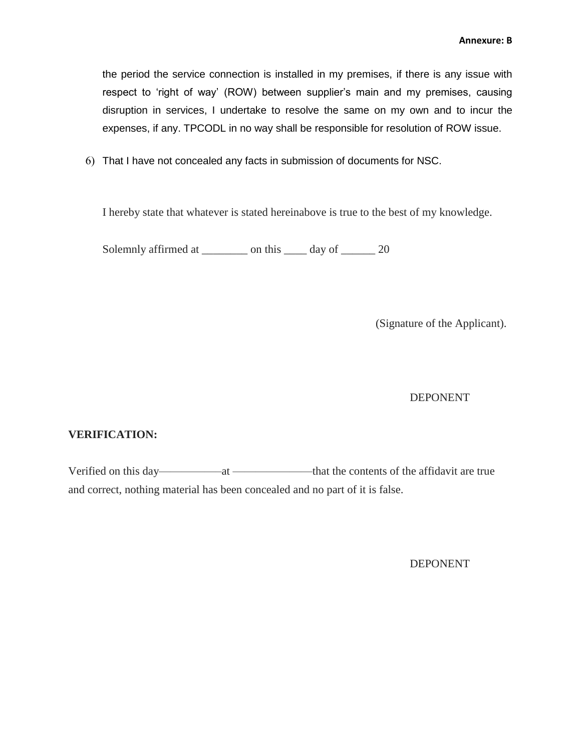Annexure: B

the period the service connection is installed in my premises, if there is any issue with respect to 'right of way' (ROW) between supplier's main and my premises, causing disruption in services, I undertake to resolve the same on my own and to incur the expenses, if any. TPCODL in no way shall be responsible for resolution of ROW issue.

6) That I have not concealed any facts in submission of documents for NSC.

I hereby state that whatever is stated hereinabove is true to the best of my knowledge.

Solemnly affirmed at ________ on this ____ day of ______ 20

(Signature of the Applicant).

DEPONENT

**VERIFICATION:**

Verified on this day———————at ————————that the contents of the affidavit are true and correct, nothing material has been concealed and no part of it is false.

DEPONENT